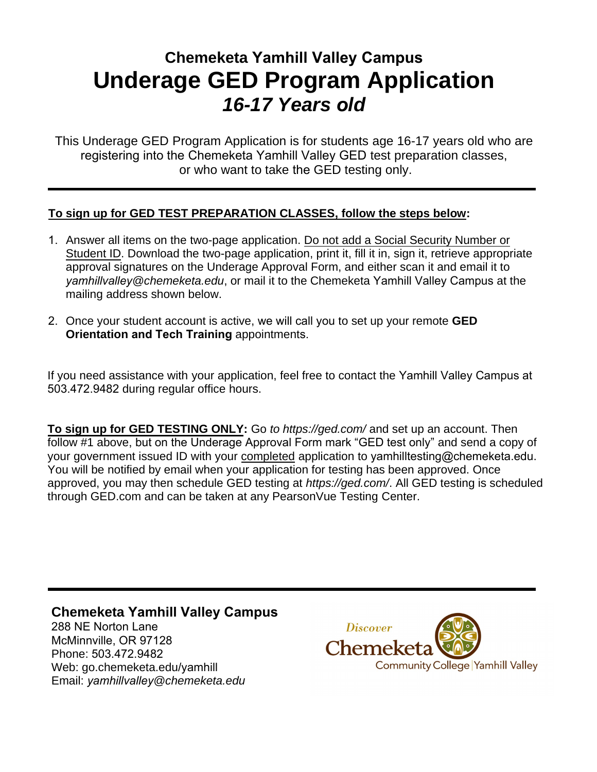# Chemeketa Yamhill Valley Campus

# Underage GED Program Application

## *16-17 Years old*

This Underage GED Program Application is for students age 16-17 years old who are registering into the Chemeketa Yamhill Valley GED test preparation classes, or who want to take the GED testing only.

---

**To sign up for GED TEST PREPARATION CLASSES, follow the steps below:**

1. Answer all items on the two-page application. Do not add a Social Security Number or Student ID. Download the two-page application, print it, fill it in, sign it, retrieve appropriate approval signatures on the Underage Approval Form, and either scan it and email it to *yamhillvalley@chemeketa.edu*, or mail it to the Chemeketa Yamhill Valley Campus at the mailing address shown below.

2. Once your student account is active, we will call you to set up your remote **GED Orientation and Tech Training** appointments.

If you need assistance with your application, feel free to contact the Yamhill Valley Campus at 503.472.9482 during regular office hours.

**To sign up for GED TESTING ONLY:** Go *to https://ged.com/* and set up an account. Then follow #1 above, but on the Underage Approval Form mark "GED test only" and send a copy of your government issued ID with your completed application to yamhilltesting@chemeketa.edu. You will be notified by email when your application for testing has been approved. Once approved, you may then schedule GED testing at *https://ged.com/*. All GED testing is scheduled through GED.com and can be taken at any PearsonVue Testing Center.

---

**Chemeketa Yamhill Valley Campus**
288 NE Norton Lane
McMinnville, OR 97128
Phone: 503.472.9482
Web: go.chemeketa.edu/yamhill
Email: *yamhillvalley@chemeketa.edu*

Discover Chemeketa Community College | Yamhill Valley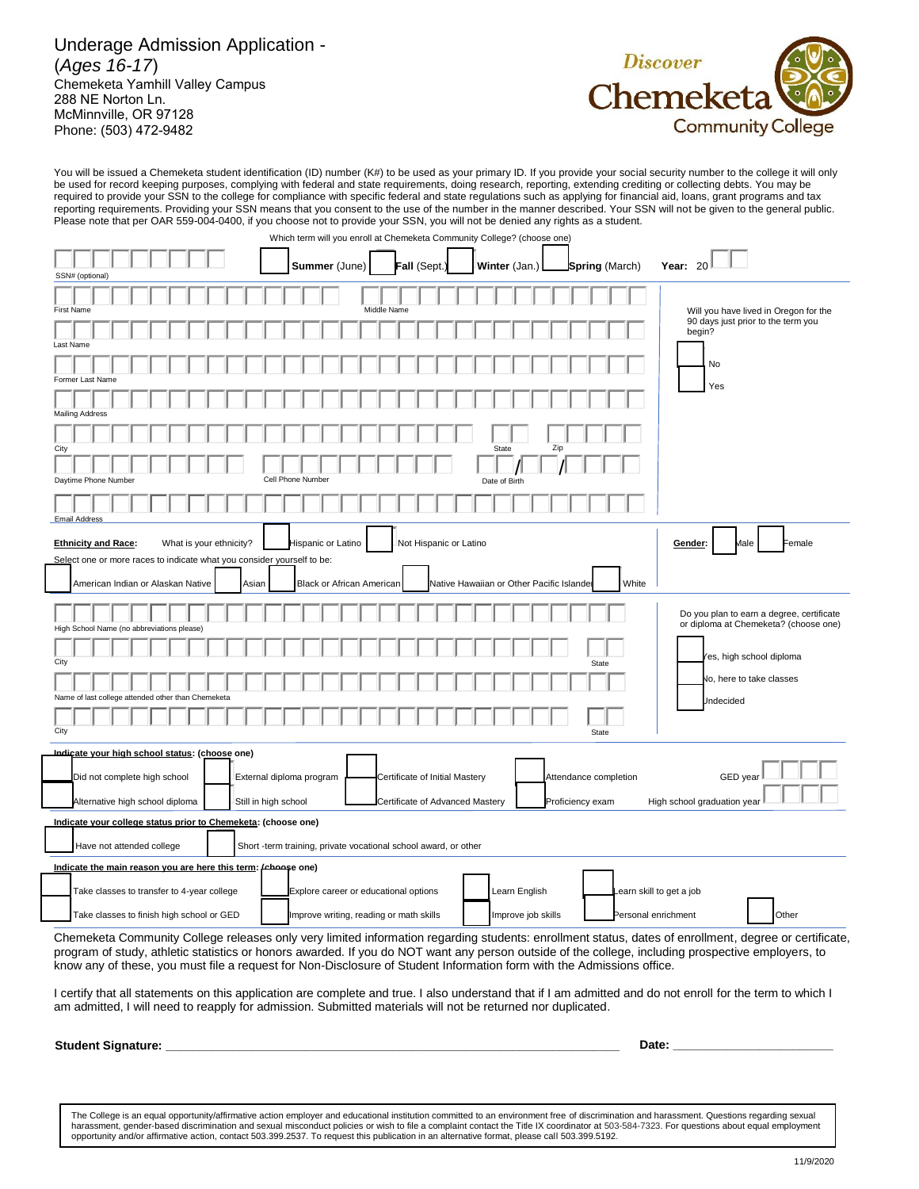# Underage Admission Application - (*Ages 16-17*)

Chemeketa Yamhill Valley Campus
288 NE Norton Ln.
McMinnville, OR 97128
Phone: (503) 472-9482

**Discover Chemeketa Community College**

You will be issued a Chemeketa student identification (ID) number (K#) to be used as your primary ID. If you provide your social security number to the college it will only be used for record keeping purposes, complying with federal and state requirements, doing research, reporting, extending crediting or collecting debts. You may be required to provide your SSN to the college for compliance with specific federal and state regulations such as applying for financial aid, loans, grant programs and tax reporting requirements. Providing your SSN means that you consent to the use of the number in the manner described. Your SSN will not be given to the general public. Please note that per OAR 559-004-0400, if you choose not to provide your SSN, you will not be denied any rights as a student.

SSN# (optional)

Which term will you enroll at Chemeketa Community College? (choose one)

☐ **Summer** (June) ☐ **Fall** (Sept.) ☐ **Winter** (Jan.) ☐ **Spring** (March) **Year:** 20__

First Name

Middle Name

Last Name

Former Last Name

Mailing Address

City

State

Zip

Daytime Phone Number

Cell Phone Number

Date of Birth __/__/__

Email Address

Will you have lived in Oregon for the 90 days just prior to the term you begin?

☐ No
☐ Yes

**Ethnicity and Race:** What is your ethnicity? ☐ Hispanic or Latino ☐ Not Hispanic or Latino

**Gender:** ☐ Male ☐ Female

Select one or more races to indicate what you consider yourself to be:

☐ American Indian or Alaskan Native ☐ Asian ☐ Black or African American ☐ Native Hawaiian or Other Pacific Islander ☐ White

High School Name (no abbreviations please)

City

State

Name of last college attended other than Chemeketa

City

State

Do you plan to earn a degree, certificate or diploma at Chemeketa? (choose one)

☐ Yes, high school diploma
☐ No, here to take classes
☐ Undecided

**Indicate your high school status: (choose one)**

☐ Did not complete high school ☐ External diploma program ☐ Certificate of Initial Mastery ☐ Attendance completion GED year ____

☐ Alternative high school diploma ☐ Still in high school ☐ Certificate of Advanced Mastery ☐ Proficiency exam High school graduation year ____

**Indicate your college status prior to Chemeketa: (choose one)**

☐ Have not attended college ☐ Short -term training, private vocational school award, or other

**Indicate the main reason you are here this term: (choose one)**

☐ Take classes to transfer to 4-year college ☐ Explore career or educational options ☐ Learn English ☐ Learn skill to get a job

☐ Take classes to finish high school or GED ☐ Improve writing, reading or math skills ☐ Improve job skills ☐ Personal enrichment ☐ Other

Chemeketa Community College releases only very limited information regarding students: enrollment status, dates of enrollment, degree or certificate, program of study, athletic statistics or honors awarded. If you do NOT want any person outside of the college, including prospective employers, to know any of these, you must file a request for Non-Disclosure of Student Information form with the Admissions office.

I certify that all statements on this application are complete and true. I also understand that if I am admitted and do not enroll for the term to which I am admitted, I will need to reapply for admission. Submitted materials will not be returned nor duplicated.

**Student Signature:** ______________________________ **Date:** ______________

The College is an equal opportunity/affirmative action employer and educational institution committed to an environment free of discrimination and harassment. Questions regarding sexual harassment, gender-based discrimination and sexual misconduct policies or wish to file a complaint contact the Title IX coordinator at 503-584-7323. For questions about equal employment opportunity and/or affirmative action, contact 503.399.2537. To request this publication in an alternative format, please call 503.399.5192.

11/9/2020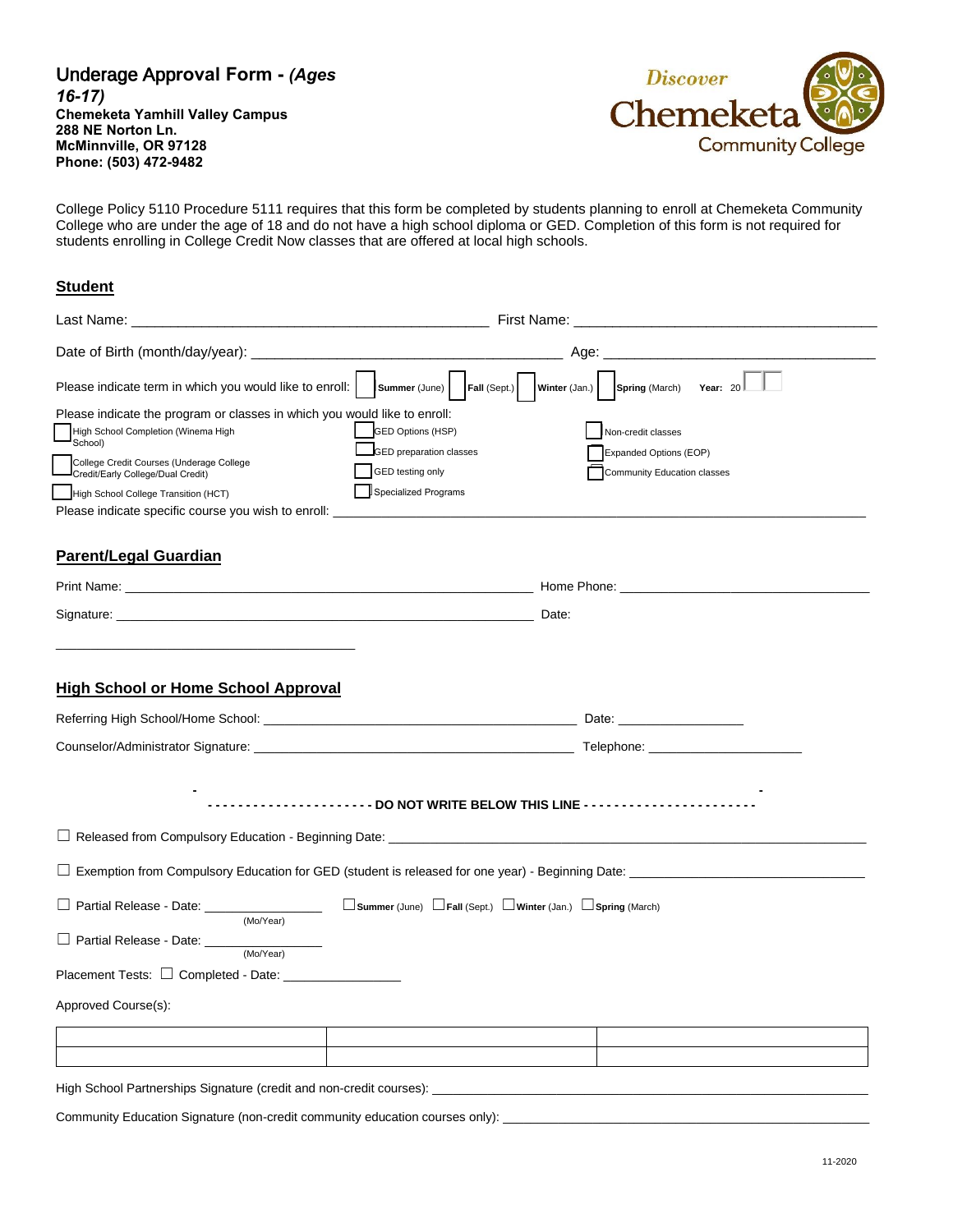# Underage Approval Form - *(Ages 16-17)*

**Chemeketa Yamhill Valley Campus**
**288 NE Norton Ln.**
**McMinnville, OR 97128**
**Phone: (503) 472-9482**

Discover Chemeketa Community College

College Policy 5110 Procedure 5111 requires that this form be completed by students planning to enroll at Chemeketa Community College who are under the age of 18 and do not have a high school diploma or GED. Completion of this form is not required for students enrolling in College Credit Now classes that are offered at local high schools.

## Student

Last Name: ______________________________ First Name: ______________________________

Date of Birth (month/day/year): ______________________________ Age: ______________________________

Please indicate term in which you would like to enroll: ☐ **Summer** (June) ☐ **Fall** (Sept.) ☐ **Winter** (Jan.) ☐ **Spring** (March) **Year:** 20☐☐

Please indicate the program or classes in which you would like to enroll:

- ☐ High School Completion (Winema High School)
- ☐ College Credit Courses (Underage College Credit/Early College/Dual Credit)
- ☐ High School College Transition (HCT)
- ☐ GED Options (HSP)
- ☐ GED preparation classes
- ☐ GED testing only
- ☐ Specialized Programs
- ☐ Non-credit classes
- ☐ Expanded Options (EOP)
- ☐ Community Education classes

Please indicate specific course you wish to enroll: ______________________________

## Parent/Legal Guardian

Print Name: ______________________________ Home Phone: ______________________________

Signature: ______________________________ Date:

______________________________

## High School or Home School Approval

Referring High School/Home School: ______________________________ Date: ______________

Counselor/Administrator Signature: ______________________________ Telephone: ______________

---------------------- DO NOT WRITE BELOW THIS LINE ----------------------

☐ Released from Compulsory Education - Beginning Date: ______________________________

☐ Exemption from Compulsory Education for GED (student is released for one year) - Beginning Date: ______________________________

☐ Partial Release - Date: ______________ (Mo/Year) ☐ **Summer** (June) ☐ **Fall** (Sept.) ☐ **Winter** (Jan.) ☐ **Spring** (March)

☐ Partial Release - Date: ______________ (Mo/Year)

Placement Tests: ☐ Completed - Date: ______________

Approved Course(s):

| | | |
|---|---|---|
| | | |
| | | |

High School Partnerships Signature (credit and non-credit courses): ______________________________

Community Education Signature (non-credit community education courses only): ______________________________

11-2020